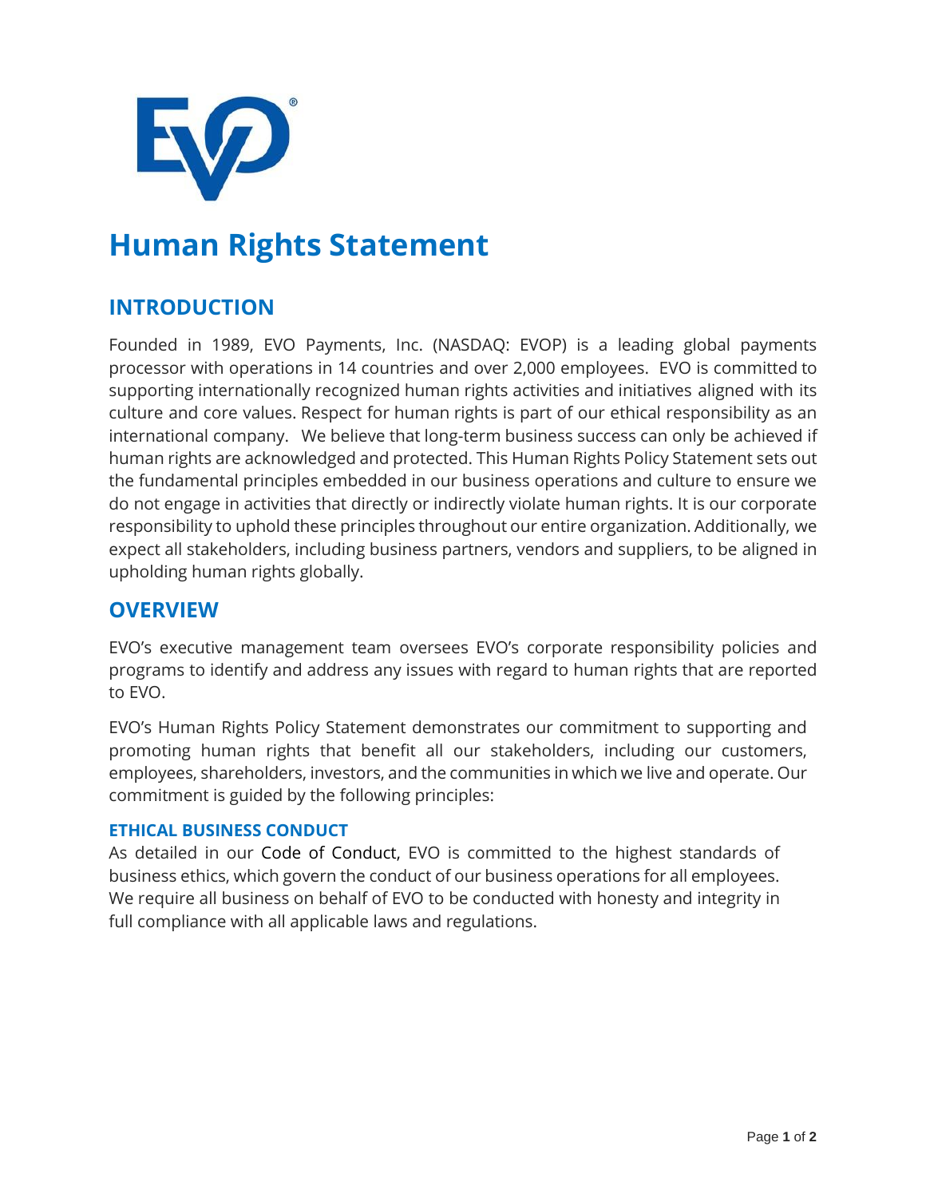# Human Rights Statement

## INTRODUCTION

Founded in 1989, EVO Payments, Inc. (NASDAQ: EVOP) is a leading global payments processor with operations in 14 countries and over 2,000 employees. EVO is committed to supporting internationally recognized human rights activities and initiatives aligned with its culture and core values. Respect for human rights is part of our ethical responsibility as an international company. We believe that long-term business success can only be achieved if human rights are acknowledged and protected. This Human Rights Policy Statement sets out the fundamental principles embedded in our business operations and culture to ensure we do not engage in activities that directly or indirectly violate human rights. It is our corporate responsibility to uphold these principles throughout our entire organization. Additionally, we expect all stakeholders, including business partners, vendors and suppliers, to be aligned in upholding human rights globally.

## OVERVIEW

EVO's executive management team oversees EVO's corporate responsibility policies and programs to identify and address any issues with regard to human rights that are reported to EVO.

EVO's Human Rights Policy Statement demonstrates our commitment to supporting and promoting human rights that benefit all our stakeholders, including our customers, employees, shareholders, investors, and the communities in which we live and operate. Our commitment is guided by the following principles:

### ETHICAL BUSINESS CONDUCT

As detailed in our Code of Conduct, EVO is committed to the highest standards of business ethics, which govern the conduct of our business operations for all employees. We require all business on behalf of EVO to be conducted with honesty and integrity in full compliance with all applicable laws and regulations.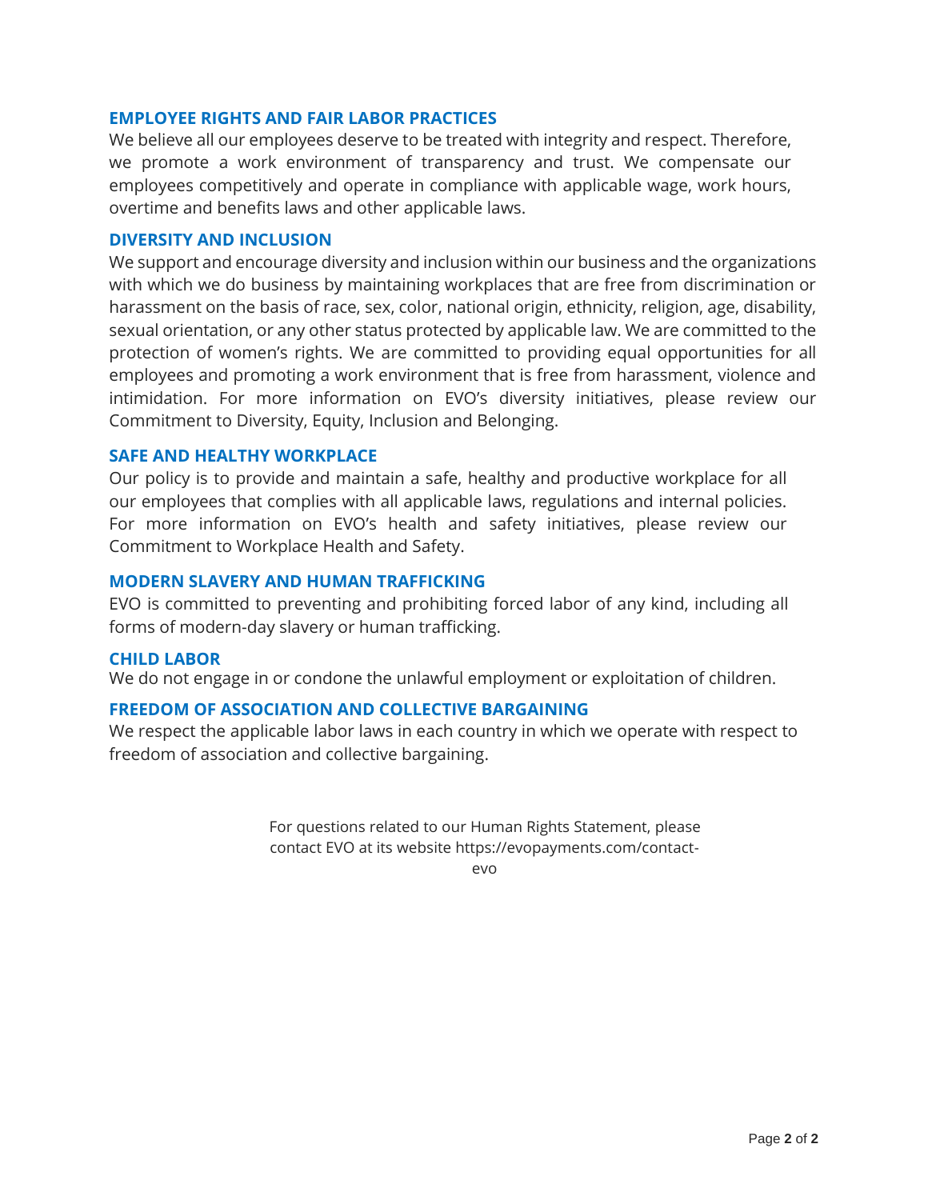## EMPLOYEE RIGHTS AND FAIR LABOR PRACTICES

We believe all our employees deserve to be treated with integrity and respect. Therefore, we promote a work environment of transparency and trust. We compensate our employees competitively and operate in compliance with applicable wage, work hours, overtime and benefits laws and other applicable laws.

## DIVERSITY AND INCLUSION

We support and encourage diversity and inclusion within our business and the organizations with which we do business by maintaining workplaces that are free from discrimination or harassment on the basis of race, sex, color, national origin, ethnicity, religion, age, disability, sexual orientation, or any other status protected by applicable law. We are committed to the protection of women's rights. We are committed to providing equal opportunities for all employees and promoting a work environment that is free from harassment, violence and intimidation. For more information on EVO's diversity initiatives, please review our Commitment to Diversity, Equity, Inclusion and Belonging.

## SAFE AND HEALTHY WORKPLACE

Our policy is to provide and maintain a safe, healthy and productive workplace for all our employees that complies with all applicable laws, regulations and internal policies. For more information on EVO's health and safety initiatives, please review our Commitment to Workplace Health and Safety.

## MODERN SLAVERY AND HUMAN TRAFFICKING

EVO is committed to preventing and prohibiting forced labor of any kind, including all forms of modern-day slavery or human trafficking.

## CHILD LABOR

We do not engage in or condone the unlawful employment or exploitation of children.

## FREEDOM OF ASSOCIATION AND COLLECTIVE BARGAINING

We respect the applicable labor laws in each country in which we operate with respect to freedom of association and collective bargaining.

For questions related to our Human Rights Statement, please contact EVO at its website https://evopayments.com/contact-evo